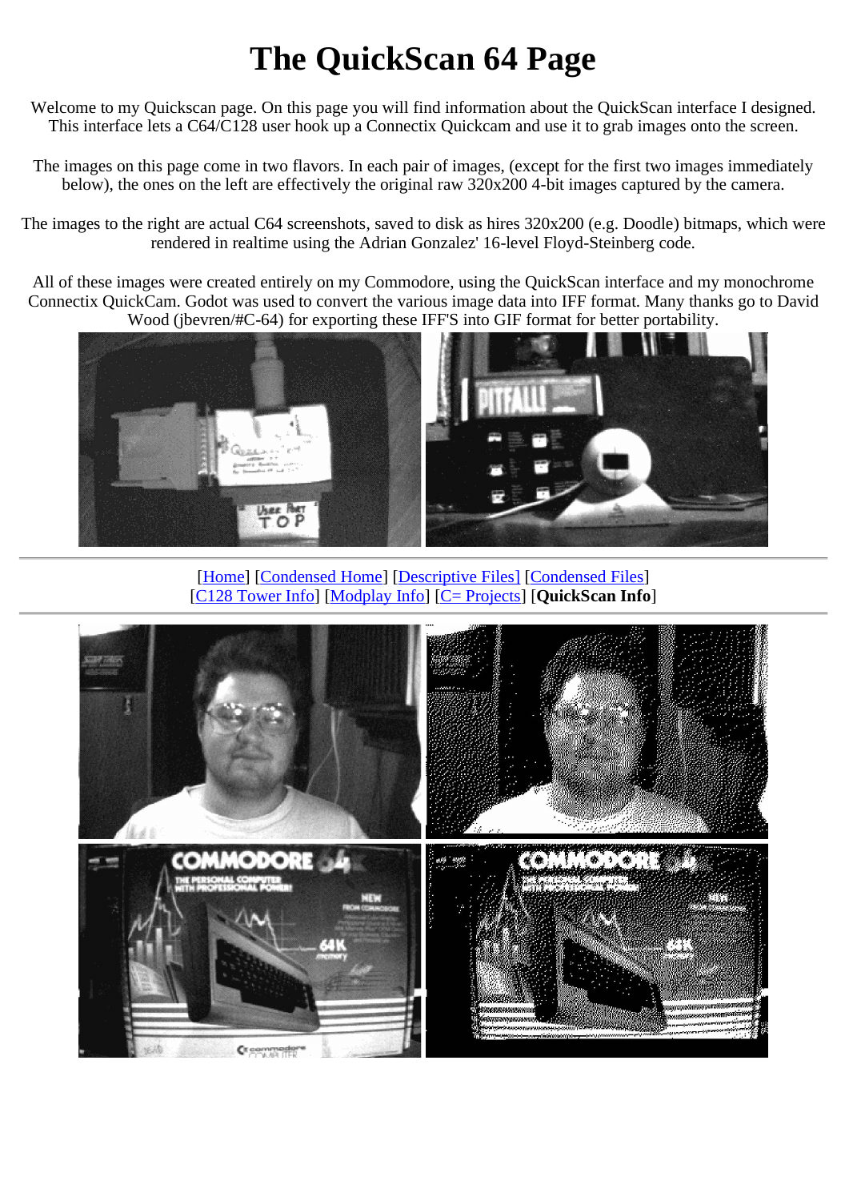# The QuickScan 64 Page

Welcome to my Quickscan page. On this page you will find information about the QuickScan interface I designed. This interface lets a C64/C128 user hook up a Connectix Quickcam and use it to grab images onto the screen.

The images on this page come in two flavors. In each pair of images, (except for the first two images immediately below), the ones on the left are effectively the original raw 320x200 4-bit images captured by the camera.

The images to the right are actual C64 screenshots, saved to disk as hires 320x200 (e.g. Doodle) bitmaps, which were rendered in realtime using the Adrian Gonzalez' 16-level Floyd-Steinberg code.

All of these images were created entirely on my Commodore, using the QuickScan interface and my monochrome Connectix QuickCam. Godot was used to convert the various image data into IFF format. Many thanks go to David Wood (jbevren/#C-64) for exporting these IFF'S into GIF format for better portability.

---

[Home] [Condensed Home] [Descriptive Files] [Condensed Files]
[C128 Tower Info] [Modplay Info] [C= Projects] [**QuickScan Info**]

---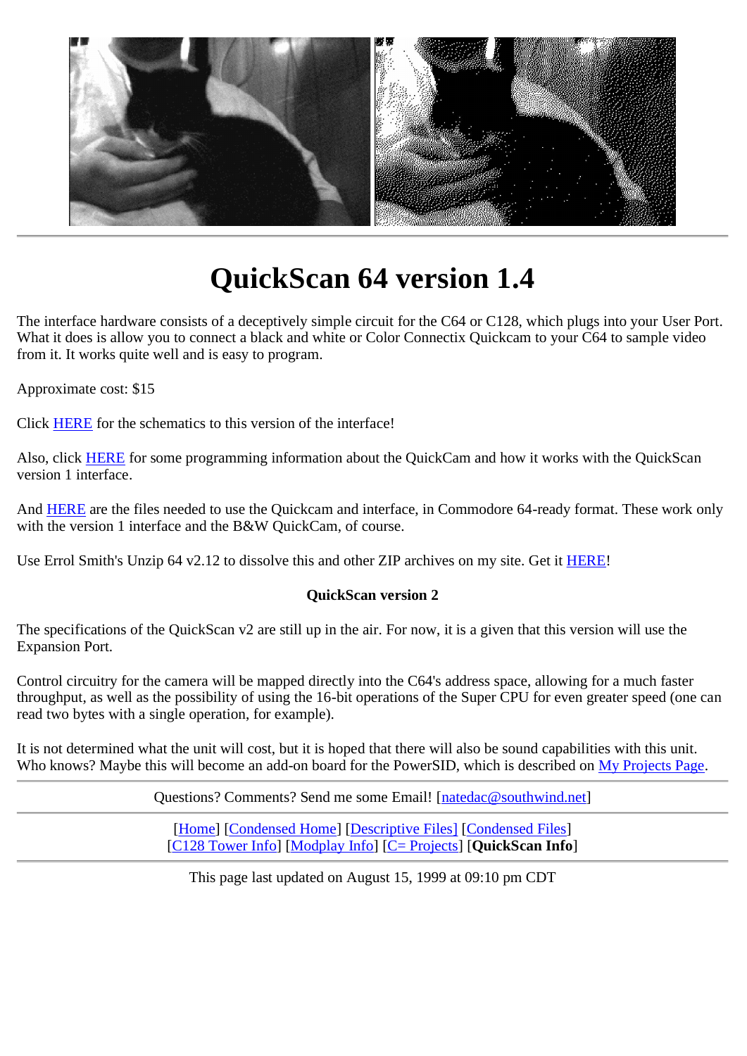# QuickScan 64 version 1.4

The interface hardware consists of a deceptively simple circuit for the C64 or C128, which plugs into your User Port. What it does is allow you to connect a black and white or Color Connectix Quickcam to your C64 to sample video from it. It works quite well and is easy to program.

Approximate cost: $15

Click HERE for the schematics to this version of the interface!

Also, click HERE for some programming information about the QuickCam and how it works with the QuickScan version 1 interface.

And HERE are the files needed to use the Quickcam and interface, in Commodore 64-ready format. These work only with the version 1 interface and the B&W QuickCam, of course.

Use Errol Smith's Unzip 64 v2.12 to dissolve this and other ZIP archives on my site. Get it HERE!

**QuickScan version 2**

The specifications of the QuickScan v2 are still up in the air. For now, it is a given that this version will use the Expansion Port.

Control circuitry for the camera will be mapped directly into the C64's address space, allowing for a much faster throughput, as well as the possibility of using the 16-bit operations of the Super CPU for even greater speed (one can read two bytes with a single operation, for example).

It is not determined what the unit will cost, but it is hoped that there will also be sound capabilities with this unit. Who knows? Maybe this will become an add-on board for the PowerSID, which is described on My Projects Page.

---

Questions? Comments? Send me some Email! [natedac@southwind.net]

---

[Home] [Condensed Home] [Descriptive Files] [Condensed Files]
[C128 Tower Info] [Modplay Info] [C= Projects] [**QuickScan Info**]

---

This page last updated on August 15, 1999 at 09:10 pm CDT